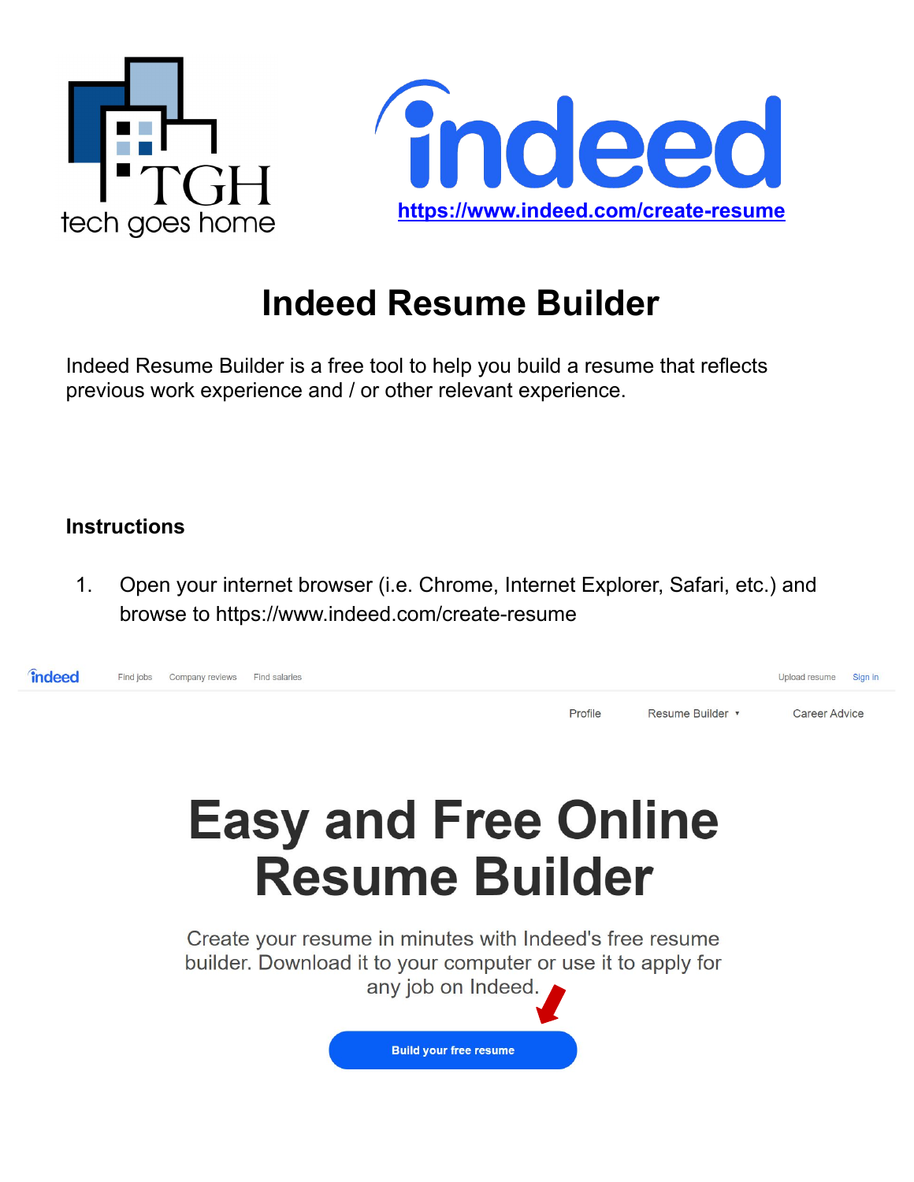tech goes home

https://www.indeed.com/create-resume

# Indeed Resume Builder

Indeed Resume Builder is a free tool to help you build a resume that reflects previous work experience and / or other relevant experience.

### Instructions

1. Open your internet browser (i.e. Chrome, Internet Explorer, Safari, etc.) and browse to https://www.indeed.com/create-resume

indeed Find jobs Company reviews Find salaries Upload resume Sign in

Profile Resume Builder Career Advice

**Easy and Free Online Resume Builder**

Create your resume in minutes with Indeed's free resume builder. Download it to your computer or use it to apply for any job on Indeed.

Build your free resume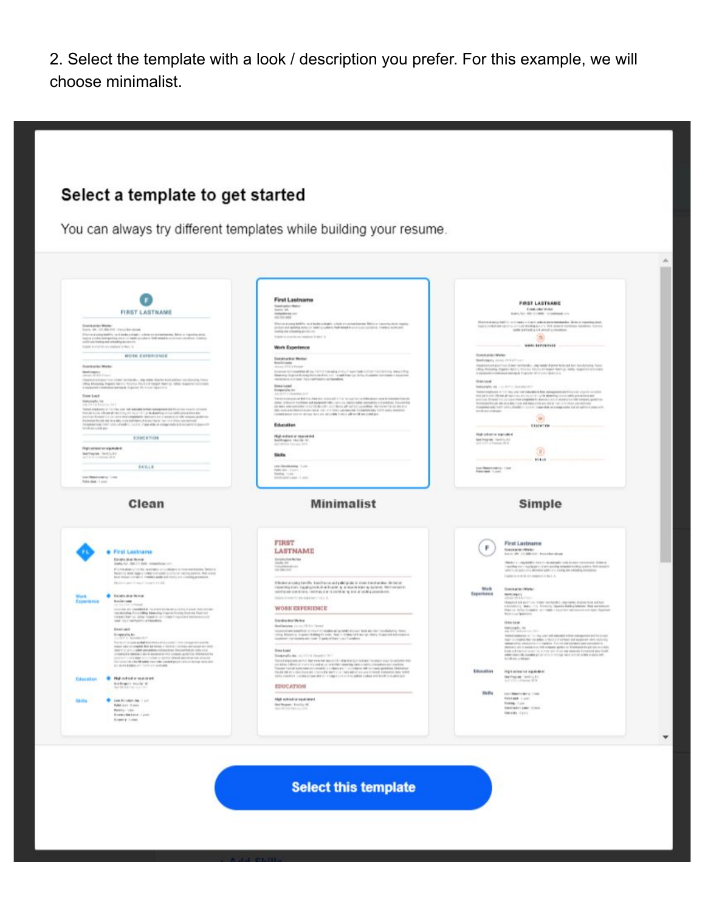2. Select the template with a look / description you prefer. For this example, we will choose minimalist.

**Select a template to get started**

You can always try different templates while building your resume.

Clean

Minimalist

Simple

Select this template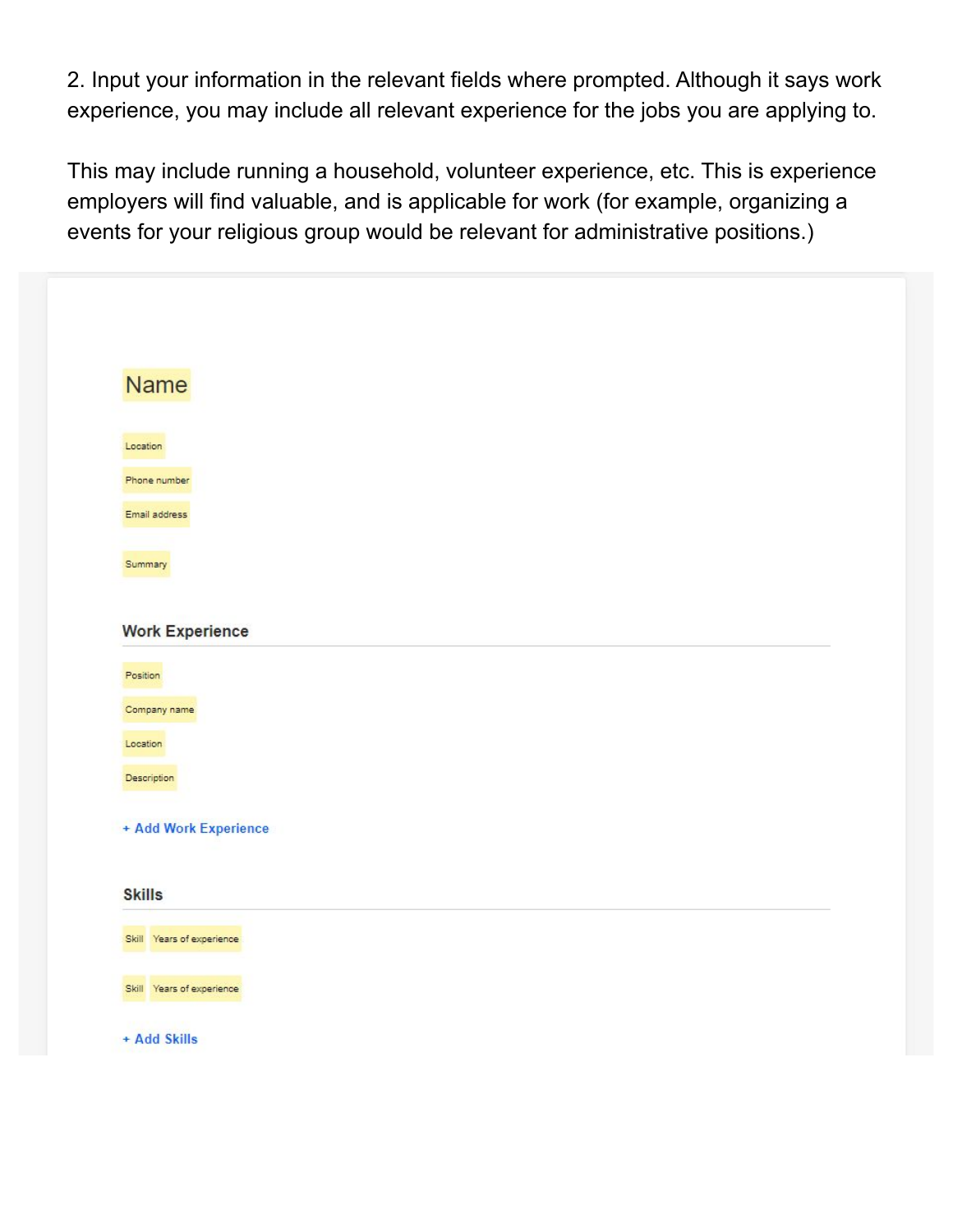2. Input your information in the relevant fields where prompted. Although it says work experience, you may include all relevant experience for the jobs you are applying to.

This may include running a household, volunteer experience, etc. This is experience employers will find valuable, and is applicable for work (for example, organizing a events for your religious group would be relevant for administrative positions.)

Name

Location

Phone number

Email address

Summary

**Work Experience**

Position

Company name

Location

Description

+ Add Work Experience

**Skills**

Skill Years of experience

Skill Years of experience

+ Add Skills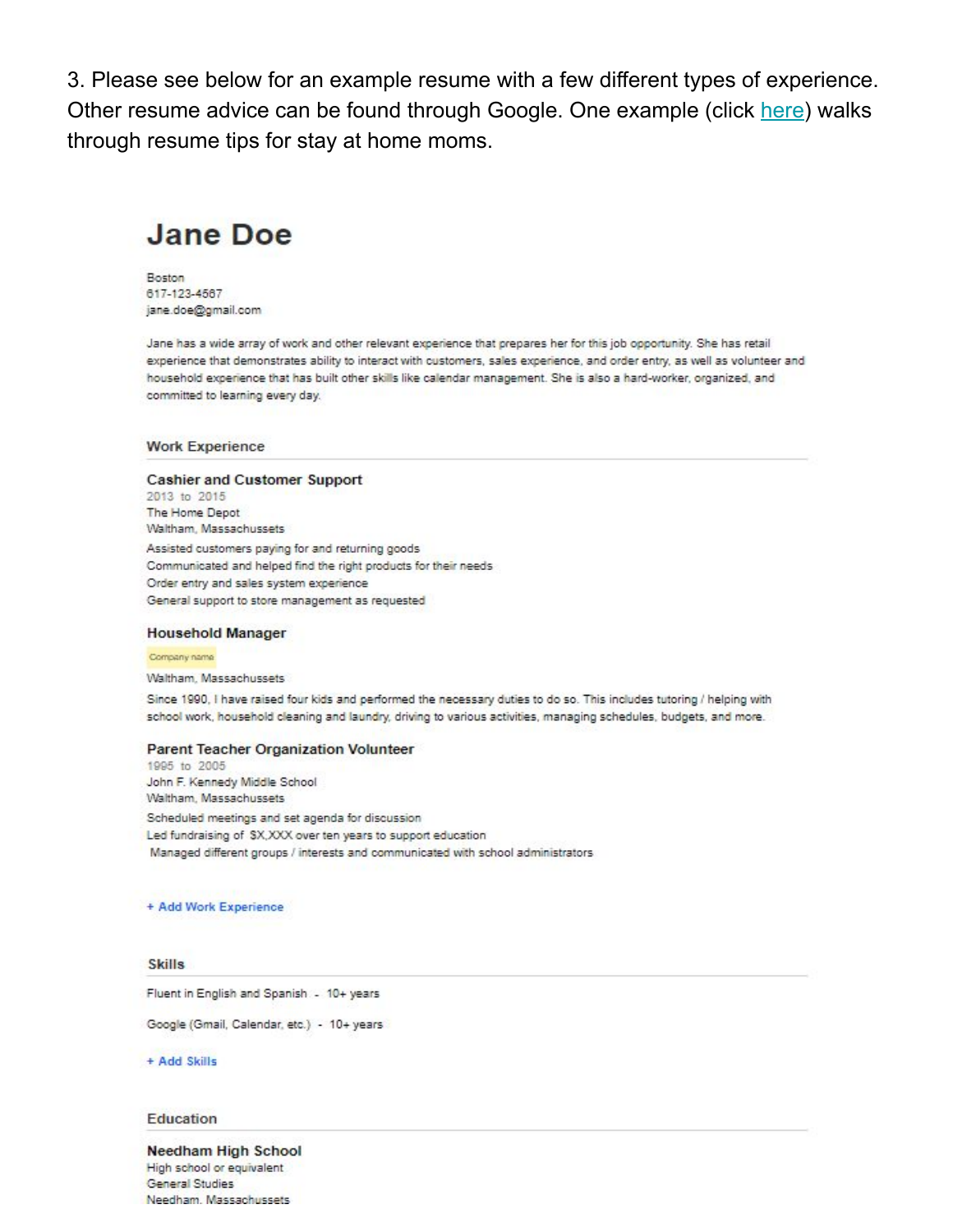3. Please see below for an example resume with a few different types of experience. Other resume advice can be found through Google. One example (click here) walks through resume tips for stay at home moms.

# Jane Doe

Boston
617-123-4567
jane.doe@gmail.com

Jane has a wide array of work and other relevant experience that prepares her for this job opportunity. She has retail experience that demonstrates ability to interact with customers, sales experience, and order entry, as well as volunteer and household experience that has built other skills like calendar management. She is also a hard-worker, organized, and committed to learning every day.

## Work Experience

### Cashier and Customer Support

2013 to 2015
The Home Depot
Waltham, Massachussets

Assisted customers paying for and returning goods
Communicated and helped find the right products for their needs
Order entry and sales system experience
General support to store management as requested

### Household Manager

Company name
Waltham, Massachussets

Since 1990, I have raised four kids and performed the necessary duties to do so. This includes tutoring / helping with school work, household cleaning and laundry, driving to various activities, managing schedules, budgets, and more.

### Parent Teacher Organization Volunteer

1995 to 2005
John F. Kennedy Middle School
Waltham, Massachussets

Scheduled meetings and set agenda for discussion
Led fundraising of $X,XXX over ten years to support education
Managed different groups / interests and communicated with school administrators

+ Add Work Experience

## Skills

Fluent in English and Spanish - 10+ years

Google (Gmail, Calendar, etc.) - 10+ years

+ Add Skills

## Education

### Needham High School

High school or equivalent
General Studies
Needham, Massachussets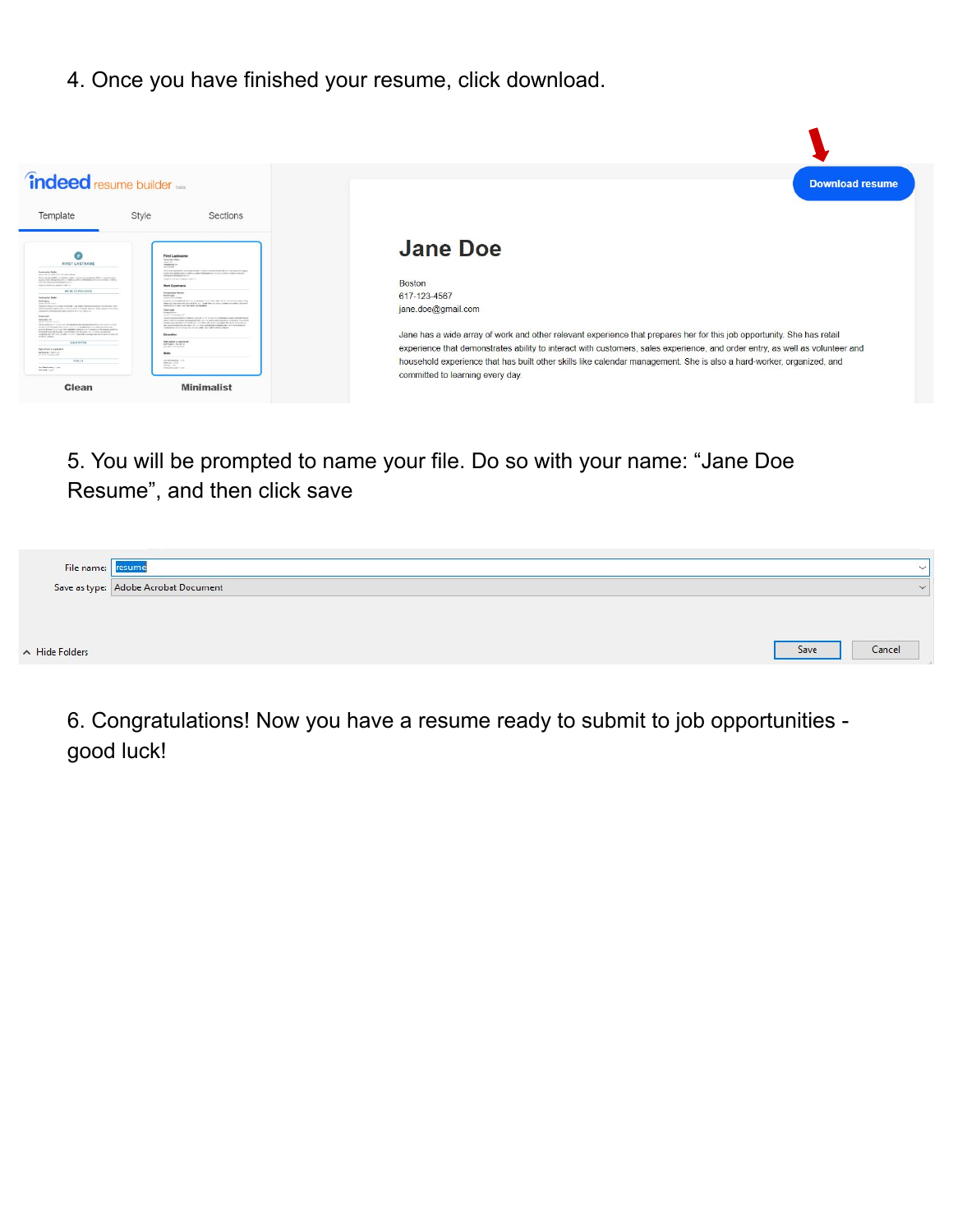4. Once you have finished your resume, click download.

5. You will be prompted to name your file. Do so with your name: “Jane Doe Resume”, and then click save

6. Congratulations! Now you have a resume ready to submit to job opportunities - good luck!